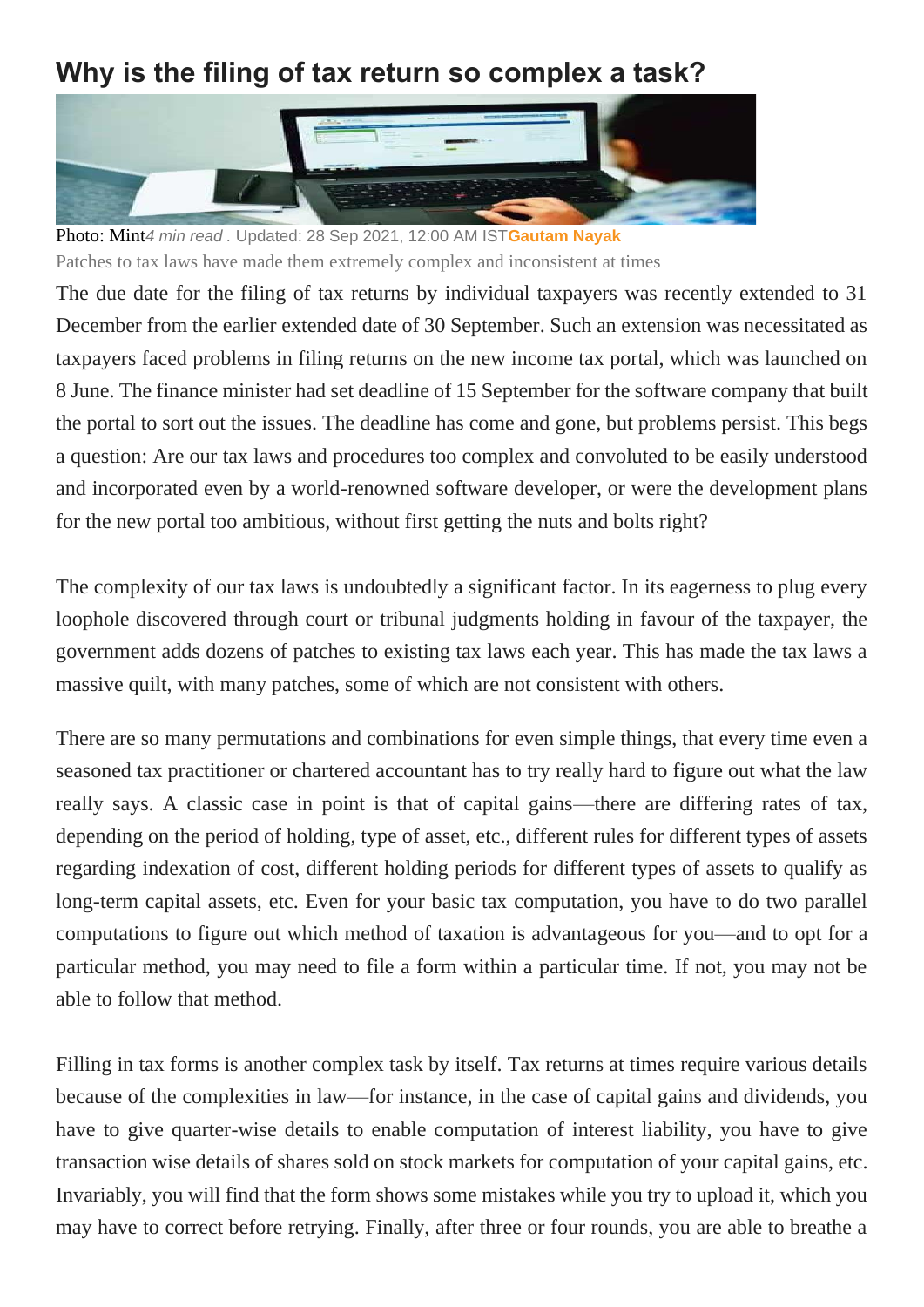# Why is the filing of tax return so complex a task?

Photo: Mint *4 min read* . Updated: 28 Sep 2021, 12:00 AM IST **Gautam Nayak**

Patches to tax laws have made them extremely complex and inconsistent at times

The due date for the filing of tax returns by individual taxpayers was recently extended to 31 December from the earlier extended date of 30 September. Such an extension was necessitated as taxpayers faced problems in filing returns on the new income tax portal, which was launched on 8 June. The finance minister had set deadline of 15 September for the software company that built the portal to sort out the issues. The deadline has come and gone, but problems persist. This begs a question: Are our tax laws and procedures too complex and convoluted to be easily understood and incorporated even by a world-renowned software developer, or were the development plans for the new portal too ambitious, without first getting the nuts and bolts right?

The complexity of our tax laws is undoubtedly a significant factor. In its eagerness to plug every loophole discovered through court or tribunal judgments holding in favour of the taxpayer, the government adds dozens of patches to existing tax laws each year. This has made the tax laws a massive quilt, with many patches, some of which are not consistent with others.

There are so many permutations and combinations for even simple things, that every time even a seasoned tax practitioner or chartered accountant has to try really hard to figure out what the law really says. A classic case in point is that of capital gains—there are differing rates of tax, depending on the period of holding, type of asset, etc., different rules for different types of assets regarding indexation of cost, different holding periods for different types of assets to qualify as long-term capital assets, etc. Even for your basic tax computation, you have to do two parallel computations to figure out which method of taxation is advantageous for you—and to opt for a particular method, you may need to file a form within a particular time. If not, you may not be able to follow that method.

Filling in tax forms is another complex task by itself. Tax returns at times require various details because of the complexities in law—for instance, in the case of capital gains and dividends, you have to give quarter-wise details to enable computation of interest liability, you have to give transaction wise details of shares sold on stock markets for computation of your capital gains, etc. Invariably, you will find that the form shows some mistakes while you try to upload it, which you may have to correct before retrying. Finally, after three or four rounds, you are able to breathe a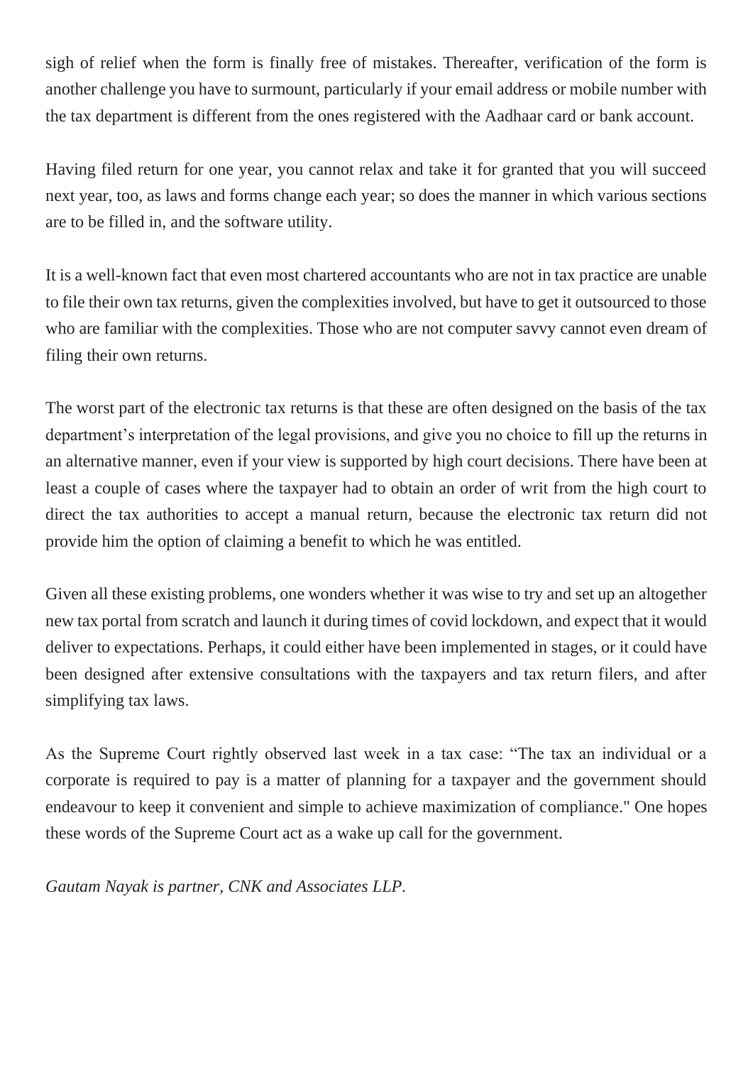sigh of relief when the form is finally free of mistakes. Thereafter, verification of the form is another challenge you have to surmount, particularly if your email address or mobile number with the tax department is different from the ones registered with the Aadhaar card or bank account.

Having filed return for one year, you cannot relax and take it for granted that you will succeed next year, too, as laws and forms change each year; so does the manner in which various sections are to be filled in, and the software utility.

It is a well-known fact that even most chartered accountants who are not in tax practice are unable to file their own tax returns, given the complexities involved, but have to get it outsourced to those who are familiar with the complexities. Those who are not computer savvy cannot even dream of filing their own returns.

The worst part of the electronic tax returns is that these are often designed on the basis of the tax department's interpretation of the legal provisions, and give you no choice to fill up the returns in an alternative manner, even if your view is supported by high court decisions. There have been at least a couple of cases where the taxpayer had to obtain an order of writ from the high court to direct the tax authorities to accept a manual return, because the electronic tax return did not provide him the option of claiming a benefit to which he was entitled.

Given all these existing problems, one wonders whether it was wise to try and set up an altogether new tax portal from scratch and launch it during times of covid lockdown, and expect that it would deliver to expectations. Perhaps, it could either have been implemented in stages, or it could have been designed after extensive consultations with the taxpayers and tax return filers, and after simplifying tax laws.

As the Supreme Court rightly observed last week in a tax case: "The tax an individual or a corporate is required to pay is a matter of planning for a taxpayer and the government should endeavour to keep it convenient and simple to achieve maximization of compliance." One hopes these words of the Supreme Court act as a wake up call for the government.

*Gautam Nayak is partner, CNK and Associates LLP.*